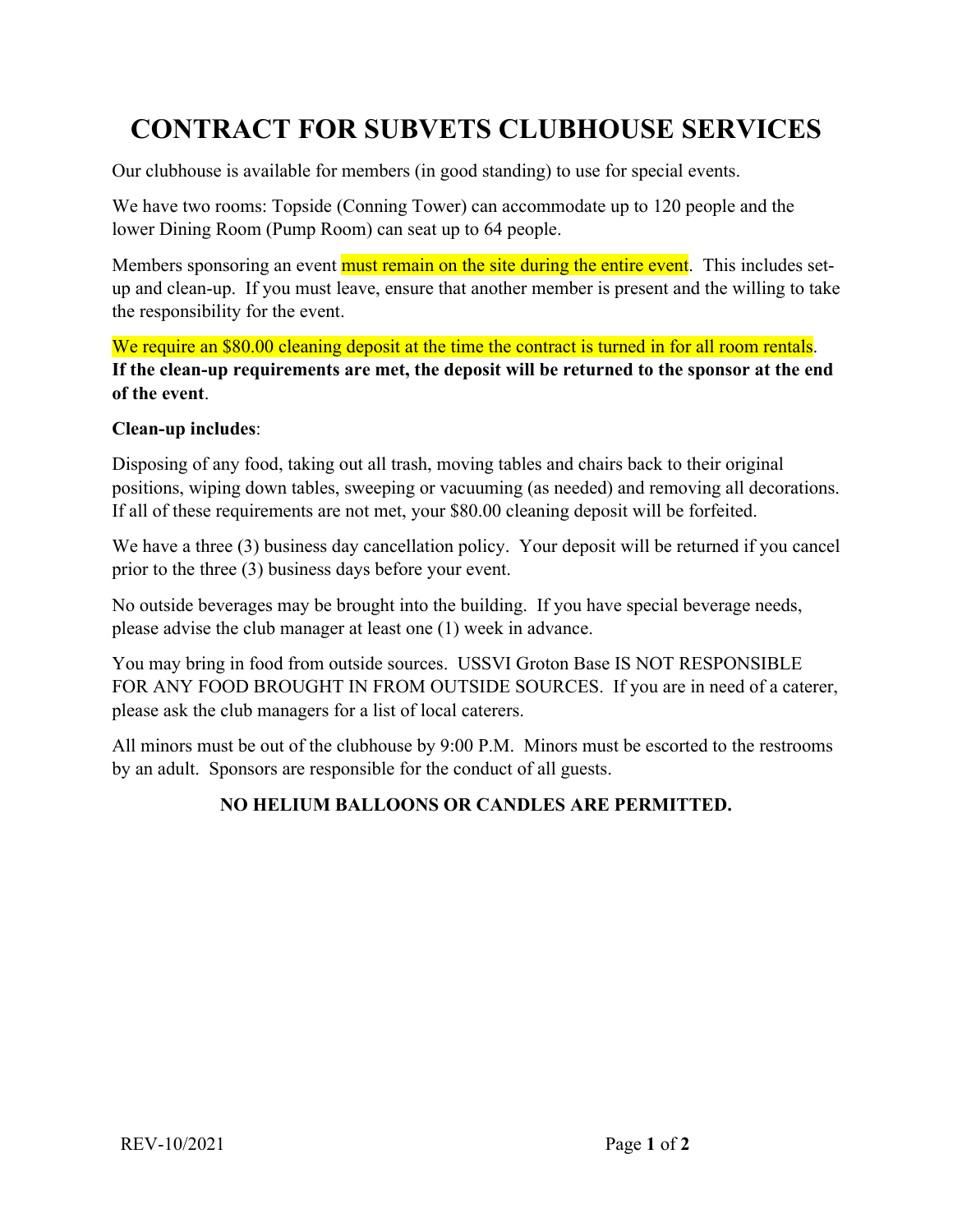# CONTRACT FOR SUBVETS CLUBHOUSE SERVICES

Our clubhouse is available for members (in good standing) to use for special events.

We have two rooms: Topside (Conning Tower) can accommodate up to 120 people and the lower Dining Room (Pump Room) can seat up to 64 people.

Members sponsoring an event must remain on the site during the entire event. This includes set-up and clean-up. If you must leave, ensure that another member is present and the willing to take the responsibility for the event.

We require an $80.00 cleaning deposit at the time the contract is turned in for all room rentals. **If the clean-up requirements are met, the deposit will be returned to the sponsor at the end of the event**.

**Clean-up includes**:

Disposing of any food, taking out all trash, moving tables and chairs back to their original positions, wiping down tables, sweeping or vacuuming (as needed) and removing all decorations. If all of these requirements are not met, your $80.00 cleaning deposit will be forfeited.

We have a three (3) business day cancellation policy. Your deposit will be returned if you cancel prior to the three (3) business days before your event.

No outside beverages may be brought into the building. If you have special beverage needs, please advise the club manager at least one (1) week in advance.

You may bring in food from outside sources. USSVI Groton Base IS NOT RESPONSIBLE FOR ANY FOOD BROUGHT IN FROM OUTSIDE SOURCES. If you are in need of a caterer, please ask the club managers for a list of local caterers.

All minors must be out of the clubhouse by 9:00 P.M. Minors must be escorted to the restrooms by an adult. Sponsors are responsible for the conduct of all guests.

**NO HELIUM BALLOONS OR CANDLES ARE PERMITTED.**

REV-10/2021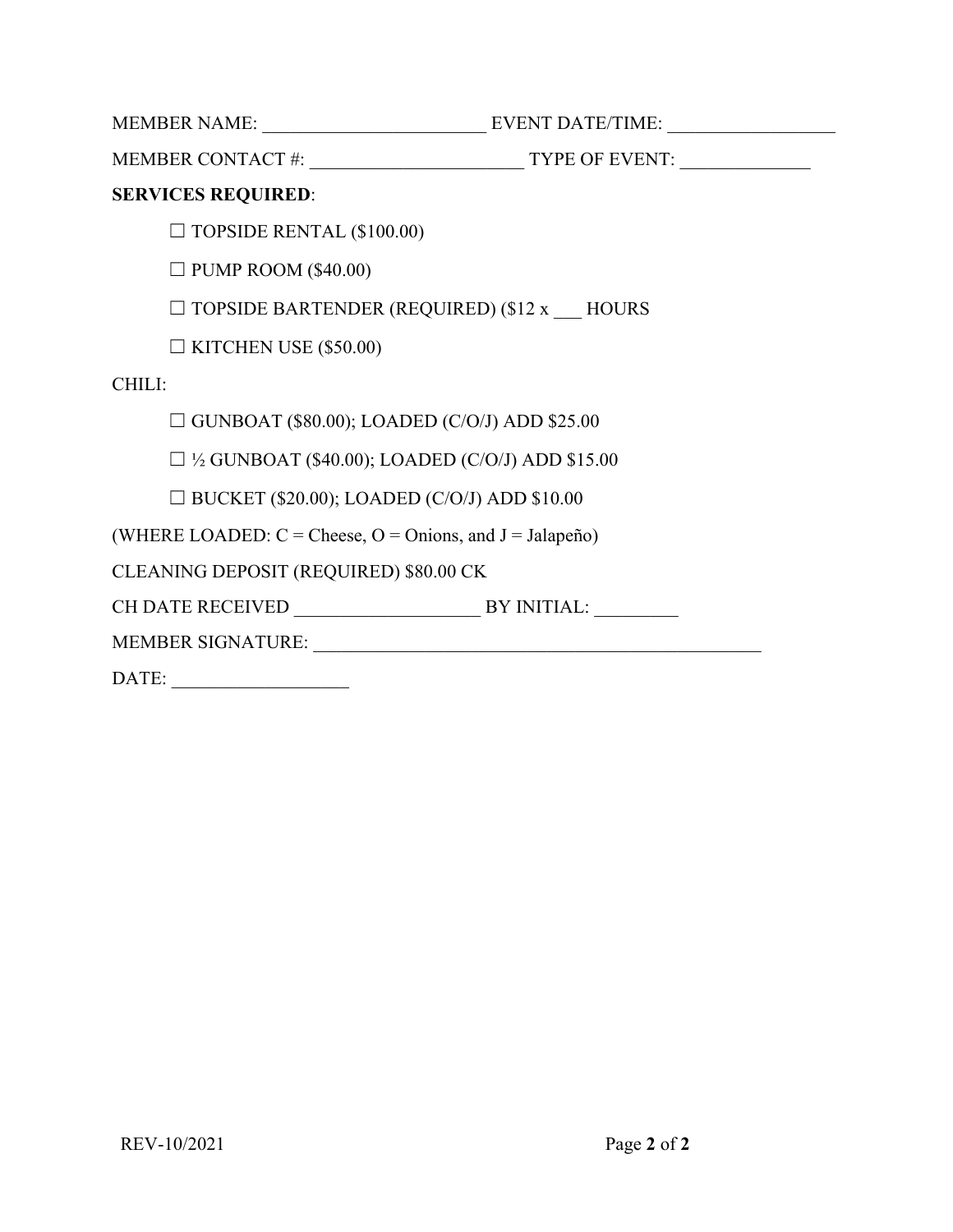MEMBER NAME: ________________________ EVENT DATE/TIME: _________________

MEMBER CONTACT #: _______________________ TYPE OF EVENT: ______________

**SERVICES REQUIRED**:

☐ TOPSIDE RENTAL ($100.00)

☐ PUMP ROOM ($40.00)

☐ TOPSIDE BARTENDER (REQUIRED) ($12 x ___ HOURS

☐ KITCHEN USE ($50.00)

CHILI:

☐ GUNBOAT ($80.00); LOADED (C/O/J) ADD $25.00

☐ ½ GUNBOAT ($40.00); LOADED (C/O/J) ADD $15.00

☐ BUCKET ($20.00); LOADED (C/O/J) ADD $10.00

(WHERE LOADED: C = Cheese, O = Onions, and J = Jalapeño)

CLEANING DEPOSIT (REQUIRED) $80.00 CK

CH DATE RECEIVED ____________________ BY INITIAL: _________

MEMBER SIGNATURE: __________________________________________________

DATE: ___________________

REV-10/2021